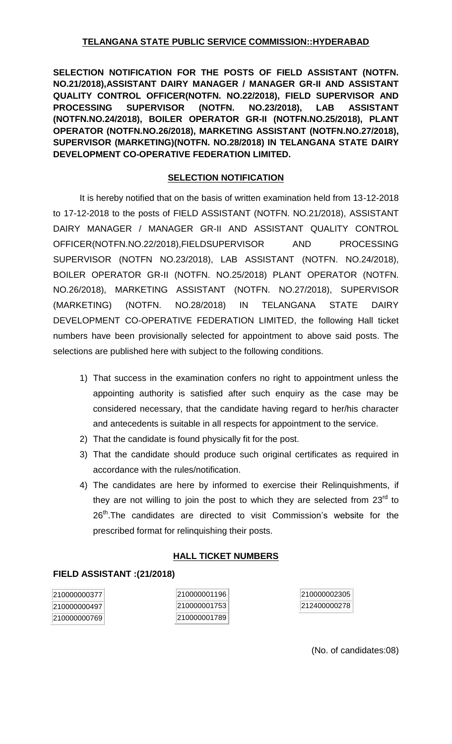## TELANGANA STATE PUBLIC SERVICE COMMISSION::HYDERABAD

**SELECTION NOTIFICATION FOR THE POSTS OF FIELD ASSISTANT (NOTFN. NO.21/2018),ASSISTANT DAIRY MANAGER / MANAGER GR-II AND ASSISTANT QUALITY CONTROL OFFICER(NOTFN. NO.22/2018), FIELD SUPERVISOR AND PROCESSING SUPERVISOR (NOTFN. NO.23/2018), LAB ASSISTANT (NOTFN.NO.24/2018), BOILER OPERATOR GR-II (NOTFN.NO.25/2018), PLANT OPERATOR (NOTFN.NO.26/2018), MARKETING ASSISTANT (NOTFN.NO.27/2018), SUPERVISOR (MARKETING)(NOTFN. NO.28/2018) IN TELANGANA STATE DAIRY DEVELOPMENT CO-OPERATIVE FEDERATION LIMITED.**

### SELECTION NOTIFICATION

It is hereby notified that on the basis of written examination held from 13-12-2018 to 17-12-2018 to the posts of FIELD ASSISTANT (NOTFN. NO.21/2018), ASSISTANT DAIRY MANAGER / MANAGER GR-II AND ASSISTANT QUALITY CONTROL OFFICER(NOTFN.NO.22/2018),FIELDSUPERVISOR AND PROCESSING SUPERVISOR (NOTFN NO.23/2018), LAB ASSISTANT (NOTFN. NO.24/2018), BOILER OPERATOR GR-II (NOTFN. NO.25/2018) PLANT OPERATOR (NOTFN. NO.26/2018), MARKETING ASSISTANT (NOTFN. NO.27/2018), SUPERVISOR (MARKETING) (NOTFN. NO.28/2018) IN TELANGANA STATE DAIRY DEVELOPMENT CO-OPERATIVE FEDERATION LIMITED, the following Hall ticket numbers have been provisionally selected for appointment to above said posts. The selections are published here with subject to the following conditions.

1) That success in the examination confers no right to appointment unless the appointing authority is satisfied after such enquiry as the case may be considered necessary, that the candidate having regard to her/his character and antecedents is suitable in all respects for appointment to the service.
2) That the candidate is found physically fit for the post.
3) That the candidate should produce such original certificates as required in accordance with the rules/notification.
4) The candidates are here by informed to exercise their Relinquishments, if they are not willing to join the post to which they are selected from 23rd to 26th.The candidates are directed to visit Commission's website for the prescribed format for relinquishing their posts.

### HALL TICKET NUMBERS

**FIELD ASSISTANT :(21/2018)**

| | | |
|---|---|---|
| 210000000377 | 210000001196 | 210000002305 |
| 210000000497 | 210000001753 | 212400000278 |
| 210000000769 | 210000001789 | |

(No. of candidates:08)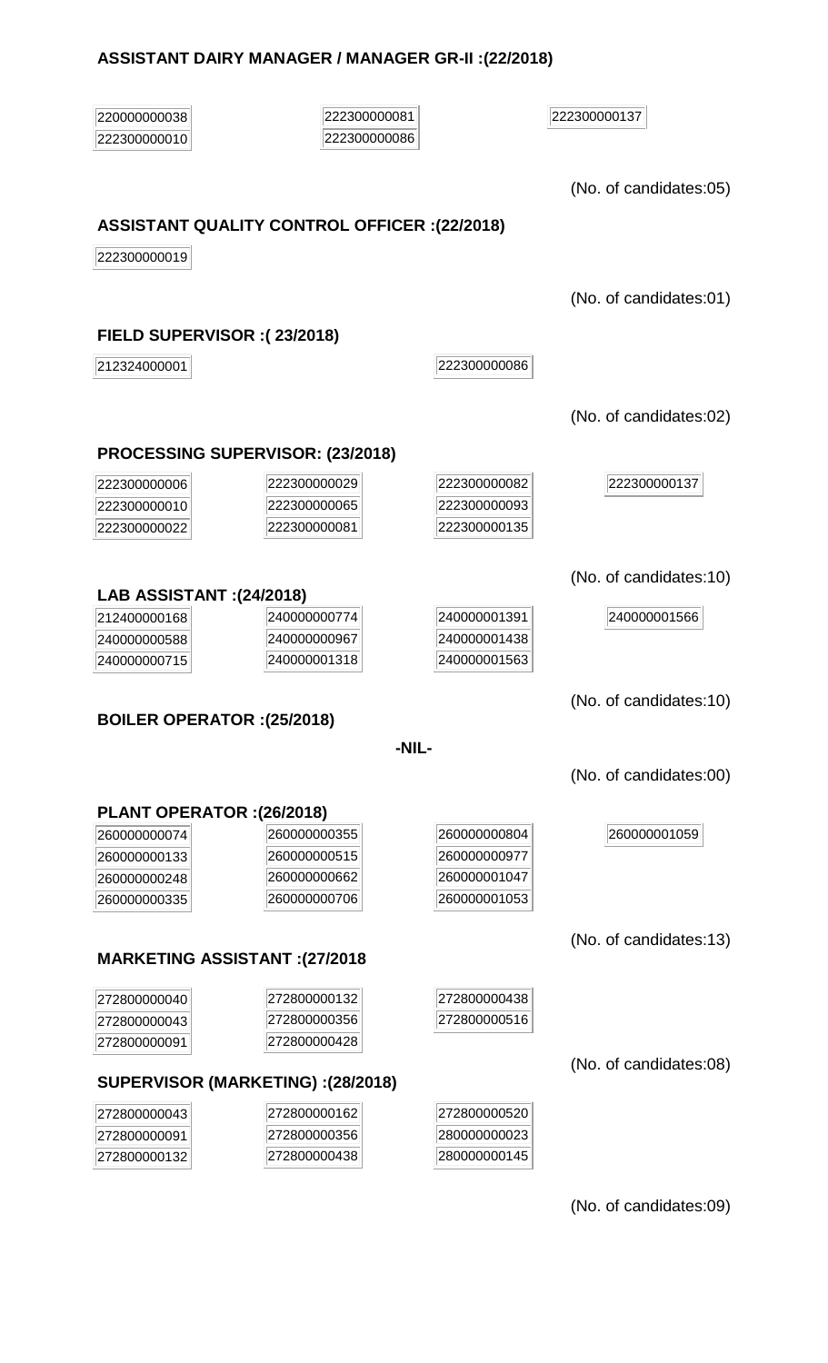**ASSISTANT DAIRY MANAGER / MANAGER GR-II :(22/2018)**

| | | |
|---|---|---|
| 220000000038 | 222300000081 | 222300000137 |
| 222300000010 | 222300000086 | |

(No. of candidates:05)

**ASSISTANT QUALITY CONTROL OFFICER :(22/2018)**

222300000019

(No. of candidates:01)

**FIELD SUPERVISOR :( 23/2018)**

| | |
|---|---|
| 212324000001 | 222300000086 |

(No. of candidates:02)

**PROCESSING SUPERVISOR: (23/2018)**

| | | | |
|---|---|---|---|
| 222300000006 | 222300000029 | 222300000082 | 222300000137 |
| 222300000010 | 222300000065 | 222300000093 | |
| 222300000022 | 222300000081 | 222300000135 | |

(No. of candidates:10)

**LAB ASSISTANT :(24/2018)**

| | | | |
|---|---|---|---|
| 212400000168 | 240000000774 | 240000001391 | 240000001566 |
| 240000000588 | 240000000967 | 240000001438 | |
| 240000000715 | 240000001318 | 240000001563 | |

(No. of candidates:10)

**BOILER OPERATOR :(25/2018)**

-NIL-

(No. of candidates:00)

**PLANT OPERATOR :(26/2018)**

| | | | |
|---|---|---|---|
| 260000000074 | 260000000355 | 260000000804 | 260000001059 |
| 260000000133 | 260000000515 | 260000000977 | |
| 260000000248 | 260000000662 | 260000001047 | |
| 260000000335 | 260000000706 | 260000001053 | |

(No. of candidates:13)

**MARKETING ASSISTANT :(27/2018**

| | | |
|---|---|---|
| 272800000040 | 272800000132 | 272800000438 |
| 272800000043 | 272800000356 | 272800000516 |
| 272800000091 | 272800000428 | |

(No. of candidates:08)

**SUPERVISOR (MARKETING) :(28/2018)**

| | | |
|---|---|---|
| 272800000043 | 272800000162 | 272800000520 |
| 272800000091 | 272800000356 | 280000000023 |
| 272800000132 | 272800000438 | 280000000145 |

(No. of candidates:09)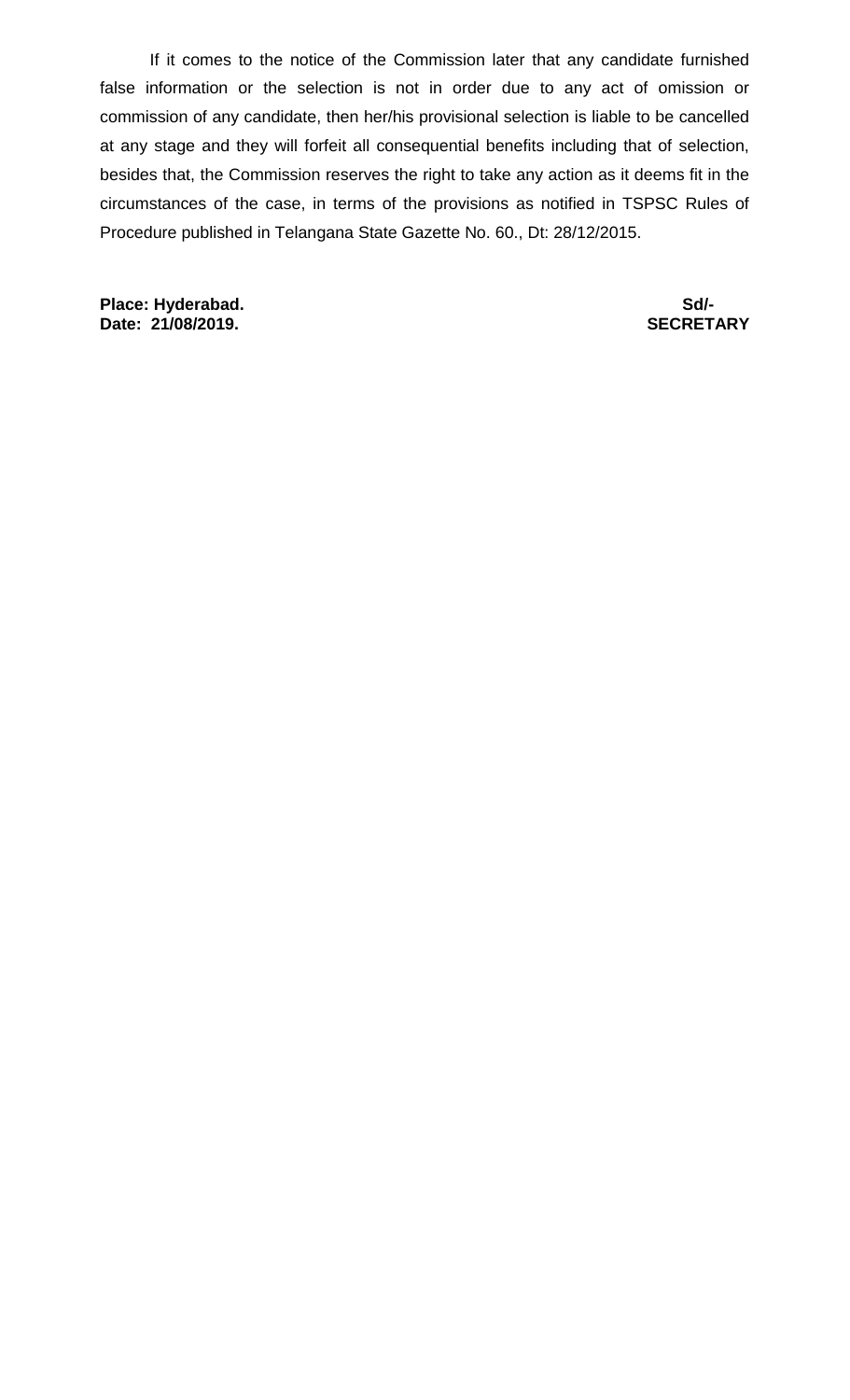If it comes to the notice of the Commission later that any candidate furnished false information or the selection is not in order due to any act of omission or commission of any candidate, then her/his provisional selection is liable to be cancelled at any stage and they will forfeit all consequential benefits including that of selection, besides that, the Commission reserves the right to take any action as it deems fit in the circumstances of the case, in terms of the provisions as notified in TSPSC Rules of Procedure published in Telangana State Gazette No. 60., Dt: 28/12/2015.

**Place: Hyderabad.** **Sd/-**
**Date: 21/08/2019.** **SECRETARY**